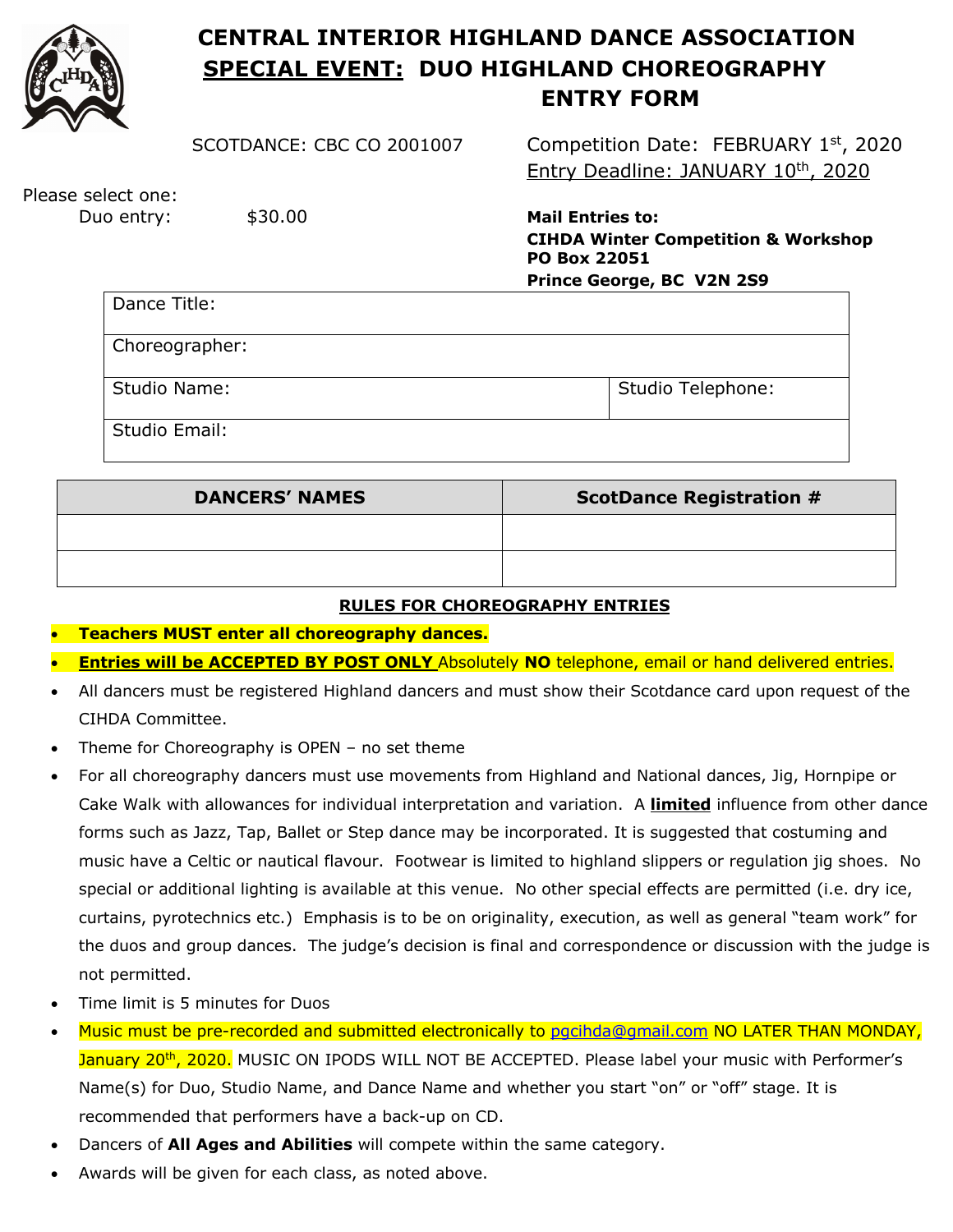# CENTRAL INTERIOR HIGHLAND DANCE ASSOCIATION

## SPECIAL EVENT: DUO HIGHLAND CHOREOGRAPHY ENTRY FORM

SCOTDANCE: CBC CO 2001007

Competition Date: FEBRUARY 1st, 2020

Entry Deadline: JANUARY 10th, 2020

Please select one:

Duo entry: $30.00

**Mail Entries to:**
**CIHDA Winter Competition & Workshop**
**PO Box 22051**
**Prince George, BC V2N 2S9**

| Dance Title: | |
|---|---|
| Choreographer: | |
| Studio Name: | Studio Telephone: |
| Studio Email: | |

| DANCERS' NAMES | ScotDance Registration # |
|---|---|
| | |
| | |

### RULES FOR CHOREOGRAPHY ENTRIES

- **Teachers MUST enter all choreography dances.**
- **Entries will be ACCEPTED BY POST ONLY** Absolutely **NO** telephone, email or hand delivered entries.
- All dancers must be registered Highland dancers and must show their Scotdance card upon request of the CIHDA Committee.
- Theme for Choreography is OPEN – no set theme
- For all choreography dancers must use movements from Highland and National dances, Jig, Hornpipe or Cake Walk with allowances for individual interpretation and variation. A **limited** influence from other dance forms such as Jazz, Tap, Ballet or Step dance may be incorporated. It is suggested that costuming and music have a Celtic or nautical flavour. Footwear is limited to highland slippers or regulation jig shoes. No special or additional lighting is available at this venue. No other special effects are permitted (i.e. dry ice, curtains, pyrotechnics etc.) Emphasis is to be on originality, execution, as well as general "team work" for the duos and group dances. The judge's decision is final and correspondence or discussion with the judge is not permitted.
- Time limit is 5 minutes for Duos
- Music must be pre-recorded and submitted electronically to pgcihda@gmail.com NO LATER THAN MONDAY, January 20th, 2020. MUSIC ON IPODS WILL NOT BE ACCEPTED. Please label your music with Performer's Name(s) for Duo, Studio Name, and Dance Name and whether you start "on" or "off" stage. It is recommended that performers have a back-up on CD.
- Dancers of **All Ages and Abilities** will compete within the same category.
- Awards will be given for each class, as noted above.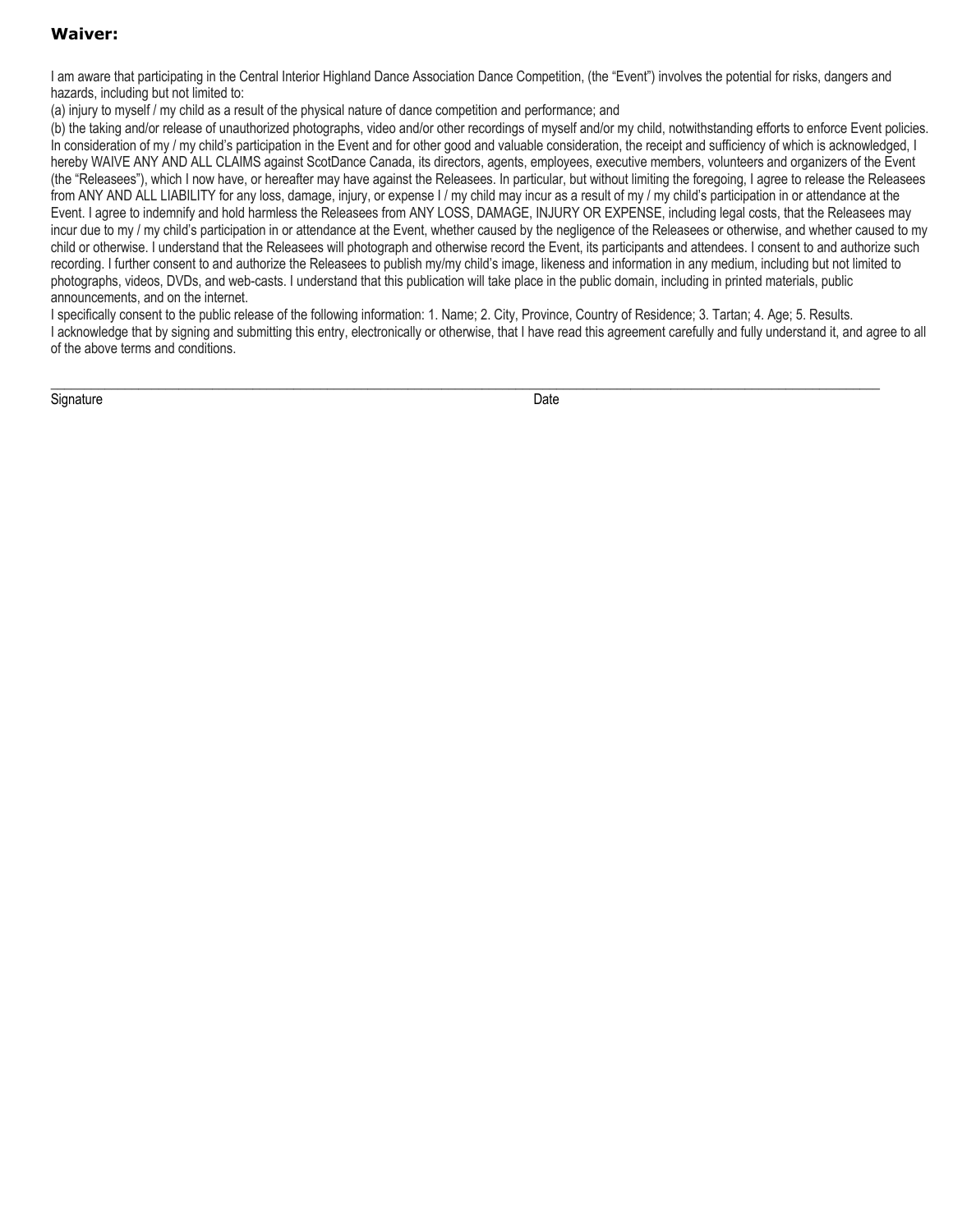**Waiver:**

I am aware that participating in the Central Interior Highland Dance Association Dance Competition, (the "Event") involves the potential for risks, dangers and hazards, including but not limited to:

(a) injury to myself / my child as a result of the physical nature of dance competition and performance; and

(b) the taking and/or release of unauthorized photographs, video and/or other recordings of myself and/or my child, notwithstanding efforts to enforce Event policies.

In consideration of my / my child's participation in the Event and for other good and valuable consideration, the receipt and sufficiency of which is acknowledged, I hereby WAIVE ANY AND ALL CLAIMS against ScotDance Canada, its directors, agents, employees, executive members, volunteers and organizers of the Event (the "Releasees"), which I now have, or hereafter may have against the Releasees. In particular, but without limiting the foregoing, I agree to release the Releasees from ANY AND ALL LIABILITY for any loss, damage, injury, or expense I / my child may incur as a result of my / my child's participation in or attendance at the Event. I agree to indemnify and hold harmless the Releasees from ANY LOSS, DAMAGE, INJURY OR EXPENSE, including legal costs, that the Releasees may incur due to my / my child's participation in or attendance at the Event, whether caused by the negligence of the Releasees or otherwise, and whether caused to my child or otherwise. I understand that the Releasees will photograph and otherwise record the Event, its participants and attendees. I consent to and authorize such recording. I further consent to and authorize the Releasees to publish my/my child's image, likeness and information in any medium, including but not limited to photographs, videos, DVDs, and web-casts. I understand that this publication will take place in the public domain, including in printed materials, public announcements, and on the internet.

I specifically consent to the public release of the following information: 1. Name; 2. City, Province, Country of Residence; 3. Tartan; 4. Age; 5. Results.

I acknowledge that by signing and submitting this entry, electronically or otherwise, that I have read this agreement carefully and fully understand it, and agree to all of the above terms and conditions.

\_\_\_\_\_\_\_\_\_\_\_\_\_\_\_\_\_\_\_\_\_\_\_\_\_\_\_\_\_\_\_\_\_\_\_\_\_\_\_\_\_\_\_\_\_\_\_\_\_\_\_\_\_\_\_\_\_\_\_\_\_\_\_\_\_\_\_\_\_\_\_\_\_\_\_\_\_\_

Signature Date